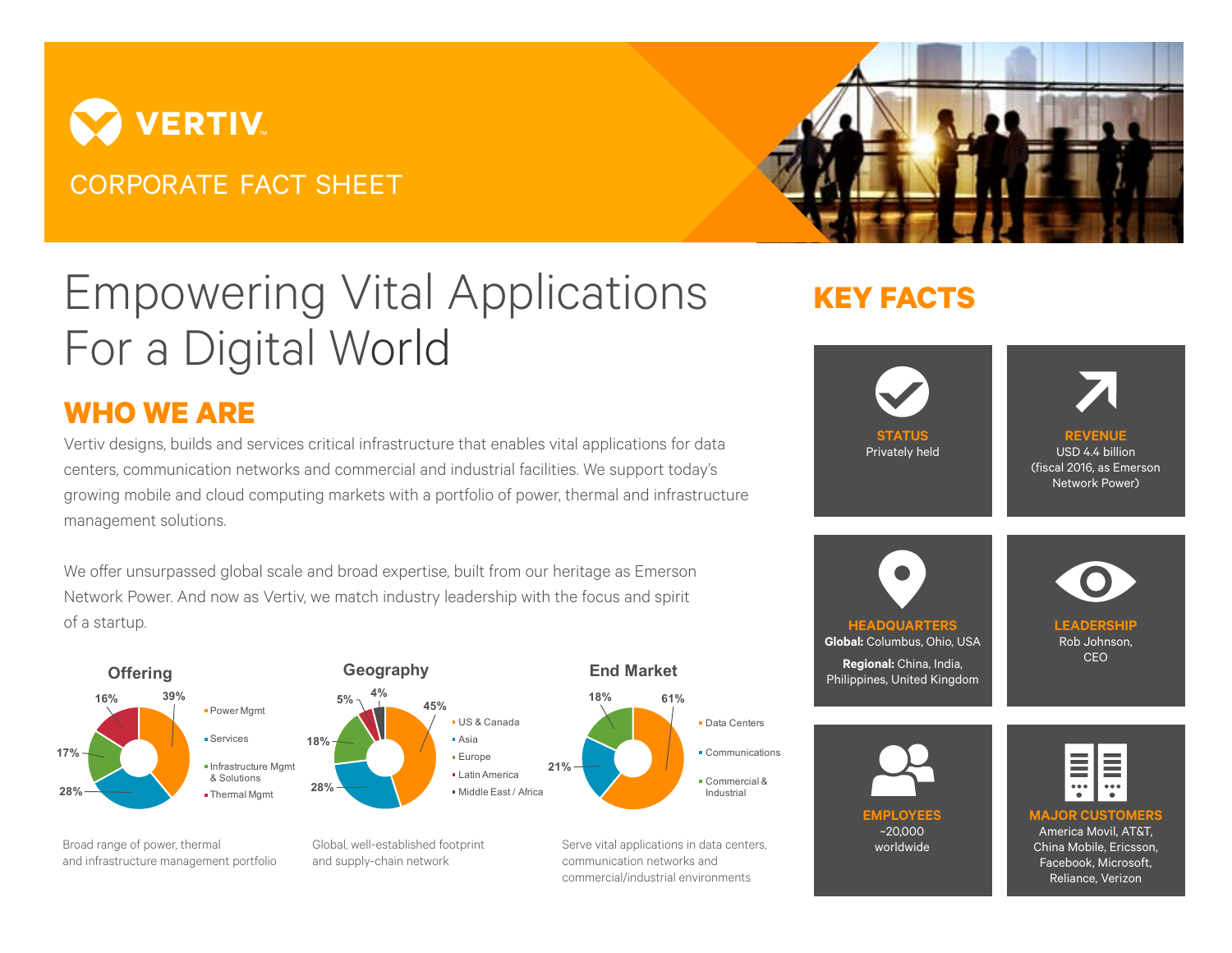# VERTIV

CORPORATE FACT SHEET

# Empowering Vital Applications For a Digital World

## WHO WE ARE

Vertiv designs, builds and services critical infrastructure that enables vital applications for data centers, communication networks and commercial and industrial facilities. We support today's growing mobile and cloud computing markets with a portfolio of power, thermal and infrastructure management solutions.

We offer unsurpassed global scale and broad expertise, built from our heritage as Emerson Network Power. And now as Vertiv, we match industry leadership with the focus and spirit of a startup.

### Offering

| Offering | % |
|---|---|
| Power Mgmt | 39% |
| Services | 28% |
| Infrastructure Mgmt & Solutions | 17% |
| Thermal Mgmt | 16% |

Broad range of power, thermal and infrastructure management portfolio

### Geography

| Geography | % |
|---|---|
| US & Canada | 45% |
| Asia | 28% |
| Europe | 18% |
| Latin America | 5% |
| Middle East / Africa | 4% |

Global, well-established footprint and supply-chain network

### End Market

| End Market | % |
|---|---|
| Data Centers | 61% |
| Communications | 21% |
| Commercial & Industrial | 18% |

Serve vital applications in data centers, communication networks and commercial/industrial environments

## KEY FACTS

**STATUS**
Privately held

**REVENUE**
USD 4.4 billion (fiscal 2016, as Emerson Network Power)

**HEADQUARTERS**
**Global:** Columbus, Ohio, USA
**Regional:** China, India, Philippines, United Kingdom

**LEADERSHIP**
Rob Johnson, CEO

**EMPLOYEES**
~20,000 worldwide

**MAJOR CUSTOMERS**
America Movil, AT&T, China Mobile, Ericsson, Facebook, Microsoft, Reliance, Verizon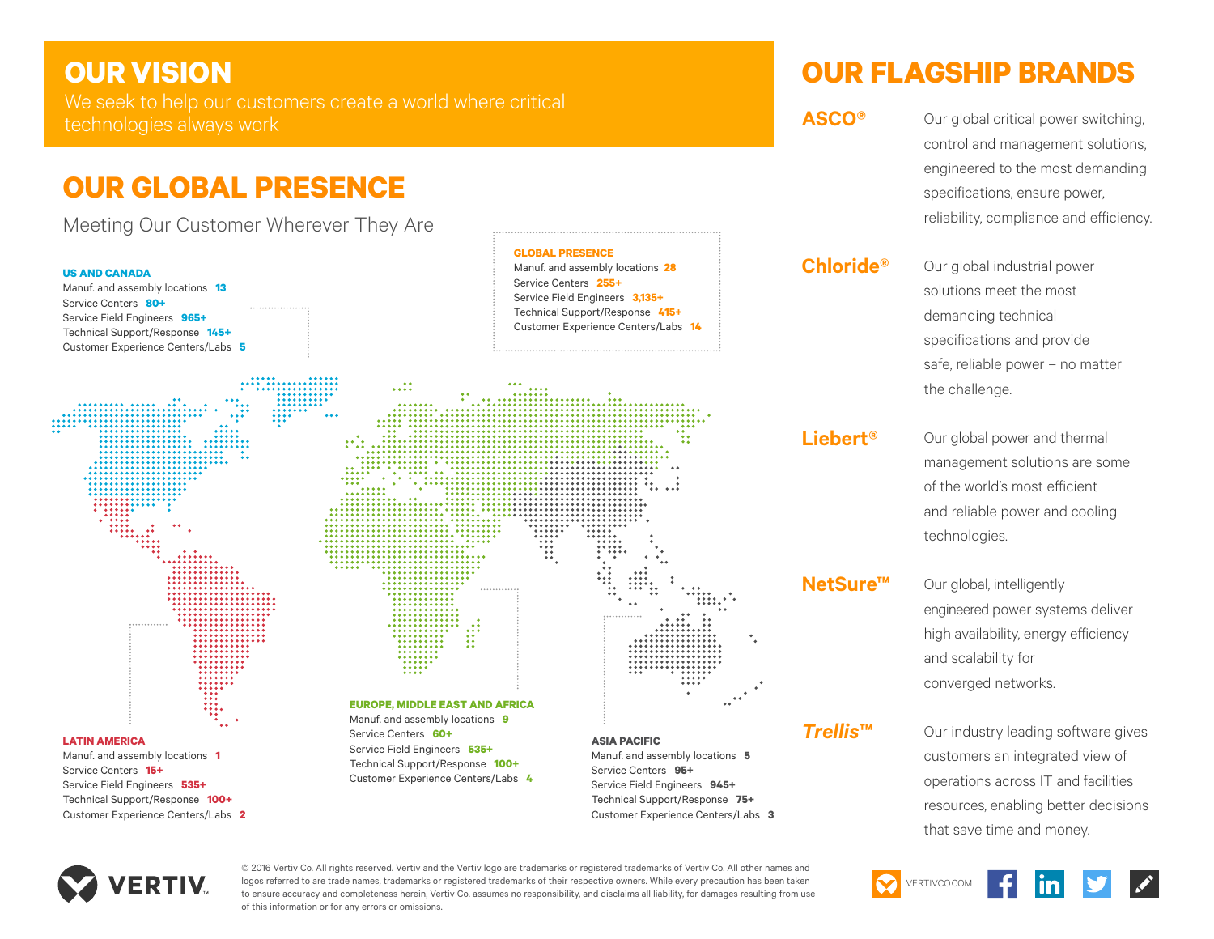# OUR VISION

We seek to help our customers create a world where critical technologies always work

# OUR GLOBAL PRESENCE

Meeting Our Customer Wherever They Are

**GLOBAL PRESENCE**

- Manuf. and assembly locations **28**
- Service Centers **255+**
- Service Field Engineers **3,135+**
- Technical Support/Response **415+**
- Customer Experience Centers/Labs **14**

**US AND CANADA**

- Manuf. and assembly locations **13**
- Service Centers **80+**
- Service Field Engineers **965+**
- Technical Support/Response **145+**
- Customer Experience Centers/Labs **5**

**LATIN AMERICA**

- Manuf. and assembly locations **1**
- Service Centers **15+**
- Service Field Engineers **535+**
- Technical Support/Response **100+**
- Customer Experience Centers/Labs **2**

**EUROPE, MIDDLE EAST AND AFRICA**

- Manuf. and assembly locations **9**
- Service Centers **60+**
- Service Field Engineers **535+**
- Technical Support/Response **100+**
- Customer Experience Centers/Labs **4**

**ASIA PACIFIC**

- Manuf. and assembly locations **5**
- Service Centers **95+**
- Service Field Engineers **945+**
- Technical Support/Response **75+**
- Customer Experience Centers/Labs **3**

# OUR FLAGSHIP BRANDS

**ASCO®** Our global critical power switching, control and management solutions, engineered to the most demanding specifications, ensure power, reliability, compliance and efficiency.

**Chloride®** Our global industrial power solutions meet the most demanding technical specifications and provide safe, reliable power – no matter the challenge.

**Liebert®** Our global power and thermal management solutions are some of the world's most efficient and reliable power and cooling technologies.

**NetSure™** Our global, intelligently engineered power systems deliver high availability, energy efficiency and scalability for converged networks.

***Trellis™*** Our industry leading software gives customers an integrated view of operations across IT and facilities resources, enabling better decisions that save time and money.

VERTIV™

© 2016 Vertiv Co. All rights reserved. Vertiv and the Vertiv logo are trademarks or registered trademarks of Vertiv Co. All other names and logos referred to are trade names, trademarks or registered trademarks of their respective owners. While every precaution has been taken to ensure accuracy and completeness herein, Vertiv Co. assumes no responsibility, and disclaims all liability, for damages resulting from use of this information or for any errors or omissions.

VERTIVCO.COM